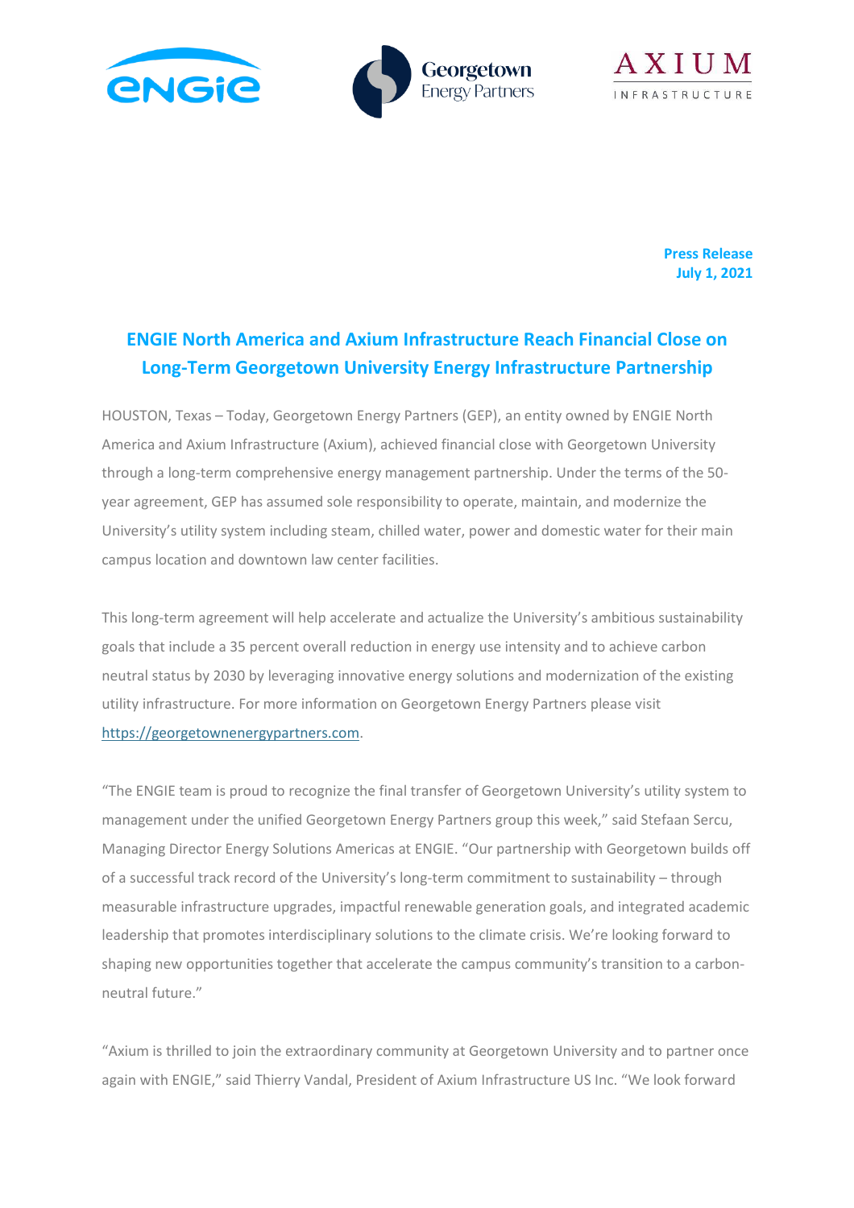**Press Release**
**July 1, 2021**

# ENGIE North America and Axium Infrastructure Reach Financial Close on Long-Term Georgetown University Energy Infrastructure Partnership

HOUSTON, Texas – Today, Georgetown Energy Partners (GEP), an entity owned by ENGIE North America and Axium Infrastructure (Axium), achieved financial close with Georgetown University through a long-term comprehensive energy management partnership. Under the terms of the 50-year agreement, GEP has assumed sole responsibility to operate, maintain, and modernize the University's utility system including steam, chilled water, power and domestic water for their main campus location and downtown law center facilities.

This long-term agreement will help accelerate and actualize the University's ambitious sustainability goals that include a 35 percent overall reduction in energy use intensity and to achieve carbon neutral status by 2030 by leveraging innovative energy solutions and modernization of the existing utility infrastructure. For more information on Georgetown Energy Partners please visit https://georgetownenergypartners.com.

"The ENGIE team is proud to recognize the final transfer of Georgetown University's utility system to management under the unified Georgetown Energy Partners group this week," said Stefaan Sercu, Managing Director Energy Solutions Americas at ENGIE. "Our partnership with Georgetown builds off of a successful track record of the University's long-term commitment to sustainability – through measurable infrastructure upgrades, impactful renewable generation goals, and integrated academic leadership that promotes interdisciplinary solutions to the climate crisis. We're looking forward to shaping new opportunities together that accelerate the campus community's transition to a carbon-neutral future."

"Axium is thrilled to join the extraordinary community at Georgetown University and to partner once again with ENGIE," said Thierry Vandal, President of Axium Infrastructure US Inc. "We look forward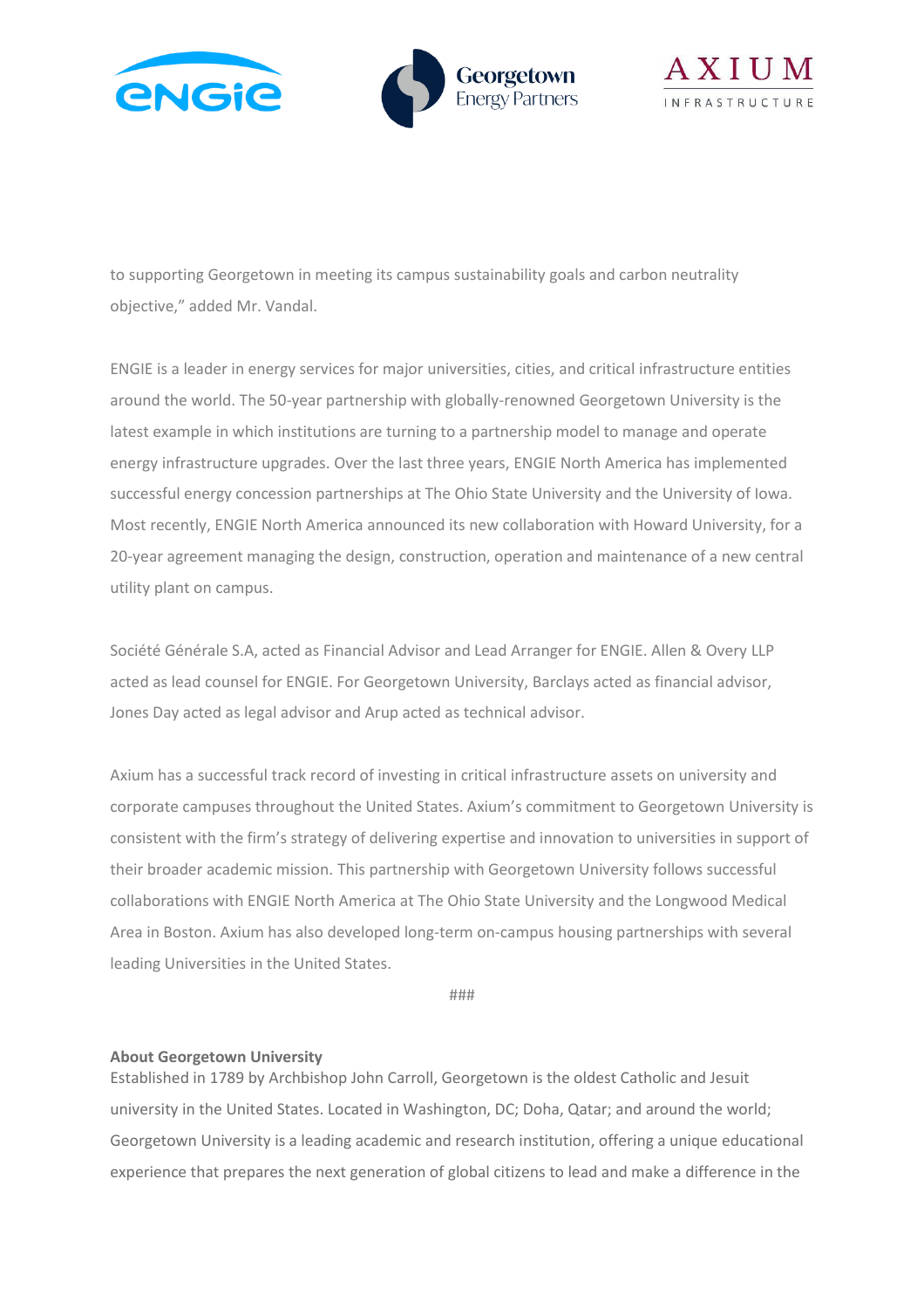to supporting Georgetown in meeting its campus sustainability goals and carbon neutrality objective," added Mr. Vandal.

ENGIE is a leader in energy services for major universities, cities, and critical infrastructure entities around the world. The 50-year partnership with globally-renowned Georgetown University is the latest example in which institutions are turning to a partnership model to manage and operate energy infrastructure upgrades. Over the last three years, ENGIE North America has implemented successful energy concession partnerships at The Ohio State University and the University of Iowa. Most recently, ENGIE North America announced its new collaboration with Howard University, for a 20-year agreement managing the design, construction, operation and maintenance of a new central utility plant on campus.

Société Générale S.A, acted as Financial Advisor and Lead Arranger for ENGIE. Allen & Overy LLP acted as lead counsel for ENGIE. For Georgetown University, Barclays acted as financial advisor, Jones Day acted as legal advisor and Arup acted as technical advisor.

Axium has a successful track record of investing in critical infrastructure assets on university and corporate campuses throughout the United States. Axium's commitment to Georgetown University is consistent with the firm's strategy of delivering expertise and innovation to universities in support of their broader academic mission. This partnership with Georgetown University follows successful collaborations with ENGIE North America at The Ohio State University and the Longwood Medical Area in Boston. Axium has also developed long-term on-campus housing partnerships with several leading Universities in the United States.

###

**About Georgetown University**
Established in 1789 by Archbishop John Carroll, Georgetown is the oldest Catholic and Jesuit university in the United States. Located in Washington, DC; Doha, Qatar; and around the world; Georgetown University is a leading academic and research institution, offering a unique educational experience that prepares the next generation of global citizens to lead and make a difference in the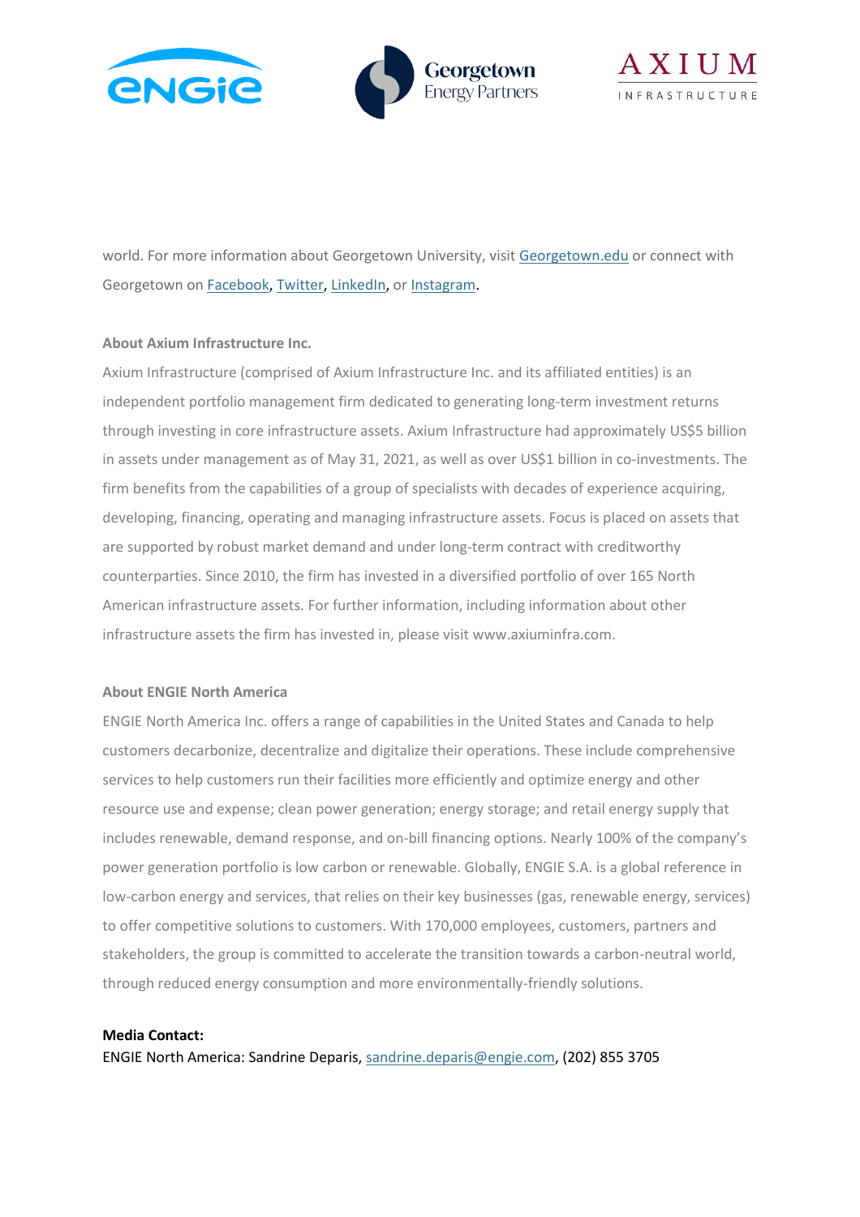world. For more information about Georgetown University, visit [Georgetown.edu](Georgetown.edu) or connect with Georgetown on Facebook, Twitter, LinkedIn, or Instagram.

**About Axium Infrastructure Inc.**

Axium Infrastructure (comprised of Axium Infrastructure Inc. and its affiliated entities) is an independent portfolio management firm dedicated to generating long-term investment returns through investing in core infrastructure assets. Axium Infrastructure had approximately US$5 billion in assets under management as of May 31, 2021, as well as over US$1 billion in co-investments. The firm benefits from the capabilities of a group of specialists with decades of experience acquiring, developing, financing, operating and managing infrastructure assets. Focus is placed on assets that are supported by robust market demand and under long-term contract with creditworthy counterparties. Since 2010, the firm has invested in a diversified portfolio of over 165 North American infrastructure assets. For further information, including information about other infrastructure assets the firm has invested in, please visit www.axiuminfra.com.

**About ENGIE North America**

ENGIE North America Inc. offers a range of capabilities in the United States and Canada to help customers decarbonize, decentralize and digitalize their operations. These include comprehensive services to help customers run their facilities more efficiently and optimize energy and other resource use and expense; clean power generation; energy storage; and retail energy supply that includes renewable, demand response, and on-bill financing options. Nearly 100% of the company's power generation portfolio is low carbon or renewable. Globally, ENGIE S.A. is a global reference in low-carbon energy and services, that relies on their key businesses (gas, renewable energy, services) to offer competitive solutions to customers. With 170,000 employees, customers, partners and stakeholders, the group is committed to accelerate the transition towards a carbon-neutral world, through reduced energy consumption and more environmentally-friendly solutions.

**Media Contact:**
ENGIE North America: Sandrine Deparis, sandrine.deparis@engie.com, (202) 855 3705